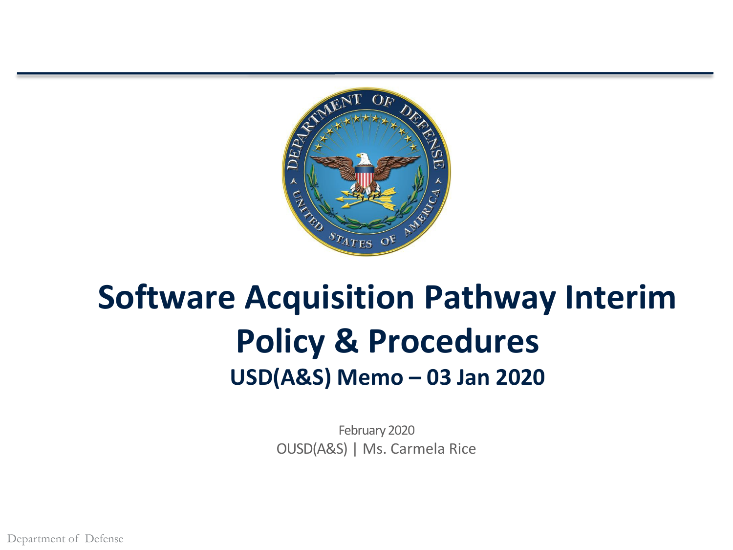# Software Acquisition Pathway Interim Policy & Procedures

## USD(A&S) Memo – 03 Jan 2020

February 2020

OUSD(A&S) | Ms. Carmela Rice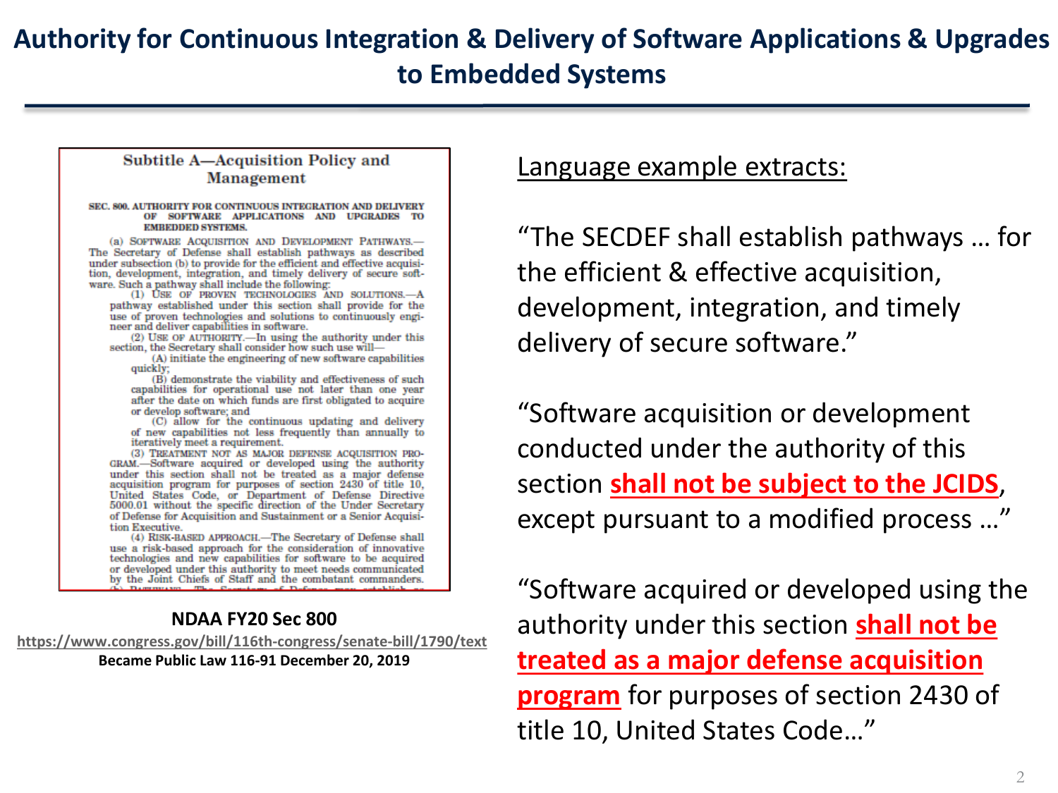# Authority for Continuous Integration & Delivery of Software Applications & Upgrades to Embedded Systems

### Subtitle A—Acquisition Policy and Management

**SEC. 800. AUTHORITY FOR CONTINUOUS INTEGRATION AND DELIVERY OF SOFTWARE APPLICATIONS AND UPGRADES TO EMBEDDED SYSTEMS.**

(a) SOFTWARE ACQUISITION AND DEVELOPMENT PATHWAYS.—The Secretary of Defense shall establish pathways as described under subsection (b) to provide for the efficient and effective acquisition, development, integration, and timely delivery of secure software. Such a pathway shall include the following:

(1) USE OF PROVEN TECHNOLOGIES AND SOLUTIONS.—A pathway established under this section shall provide for the use of proven technologies and solutions to continuously engineer and deliver capabilities in software.

(2) USE OF AUTHORITY.—In using the authority under this section, the Secretary shall consider how such use will—

(A) initiate the engineering of new software capabilities quickly;

(B) demonstrate the viability and effectiveness of such capabilities for operational use not later than one year after the date on which funds are first obligated to acquire or develop software; and

(C) allow for the continuous updating and delivery of new capabilities not less frequently than annually to iteratively meet a requirement.

(3) TREATMENT NOT AS MAJOR DEFENSE ACQUISITION PROGRAM.—Software acquired or developed using the authority under this section shall not be treated as a major defense acquisition program for purposes of section 2430 of title 10, United States Code, or Department of Defense Directive 5000.01 without the specific direction of the Under Secretary of Defense for Acquisition and Sustainment or a Senior Acquisition Executive.

(4) RISK-BASED APPROACH.—The Secretary of Defense shall use a risk-based approach for the consideration of innovative technologies and new capabilities for software to be acquired or developed under this authority to meet needs communicated by the Joint Chiefs of Staff and the combatant commanders.

**NDAA FY20 Sec 800**

https://www.congress.gov/bill/116th-congress/senate-bill/1790/text

**Became Public Law 116-91 December 20, 2019**

Language example extracts:

"The SECDEF shall establish pathways … for the efficient & effective acquisition, development, integration, and timely delivery of secure software."

"Software acquisition or development conducted under the authority of this section **shall not be subject to the JCIDS**, except pursuant to a modified process …"

"Software acquired or developed using the authority under this section **shall not be treated as a major defense acquisition program** for purposes of section 2430 of title 10, United States Code…"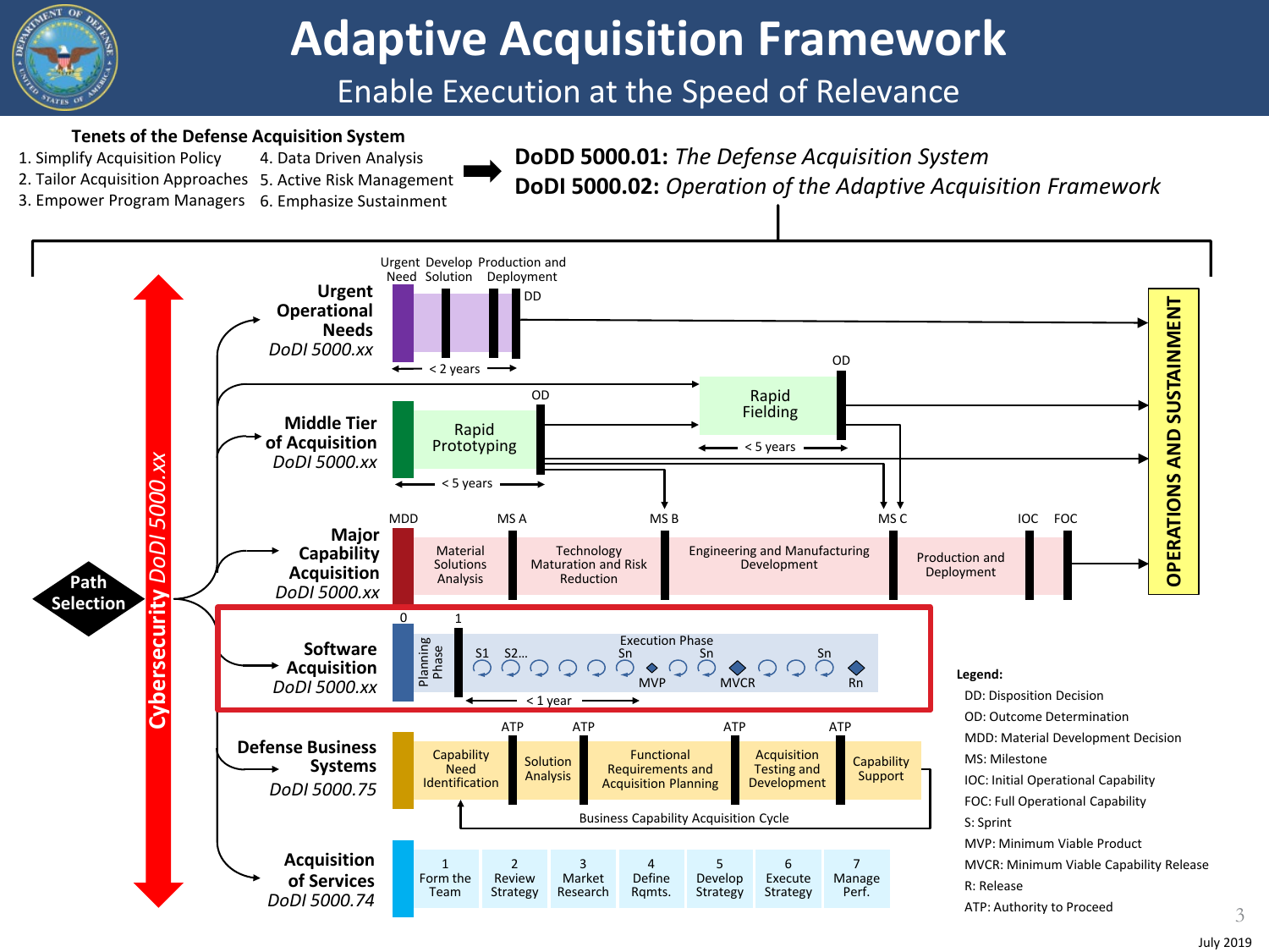# Adaptive Acquisition Framework

## Enable Execution at the Speed of Relevance

**Tenets of the Defense Acquisition System**

1. Simplify Acquisition Policy
2. Tailor Acquisition Approaches
3. Empower Program Managers
4. Data Driven Analysis
5. Active Risk Management
6. Emphasize Sustainment

**DoDD 5000.01:** *The Defense Acquisition System*
**DoDI 5000.02:** *Operation of the Adaptive Acquisition Framework*

**Path Selection**

*Cybersecurity DoDI 5000.xx*

**Urgent Operational Needs** *DoDI 5000.xx*
Urgent Need – Develop Solution – Production and Deployment – DD
< 2 years

**Middle Tier of Acquisition** *DoDI 5000.xx*
Rapid Prototyping (< 5 years) – OD
Rapid Fielding (< 5 years) – OD

**Major Capability Acquisition** *DoDI 5000.xx*
MDD – Material Solutions Analysis – MS A – Technology Maturation and Risk Reduction – MS B – Engineering and Manufacturing Development – MS C – Production and Deployment – IOC – FOC

**Software Acquisition** *DoDI 5000.xx*
0 – Planning Phase – 1 – Execution Phase: S1, S2…, Sn, MVP, Sn, MVCR, Sn, Rn
< 1 year

**Defense Business Systems** *DoDI 5000.75*
Capability Need Identification – ATP – Solution Analysis – ATP – Functional Requirements and Acquisition Planning – ATP – Acquisition Testing and Development – ATP – Capability Support
Business Capability Acquisition Cycle

**Acquisition of Services** *DoDI 5000.74*
1 Form the Team – 2 Review Strategy – 3 Market Research – 4 Define Rqmts. – 5 Develop Strategy – 6 Execute Strategy – 7 Manage Perf.

**OPERATIONS AND SUSTAINMENT**

**Legend:**
- DD: Disposition Decision
- OD: Outcome Determination
- MDD: Material Development Decision
- MS: Milestone
- IOC: Initial Operational Capability
- FOC: Full Operational Capability
- S: Sprint
- MVP: Minimum Viable Product
- MVCR: Minimum Viable Capability Release
- R: Release
- ATP: Authority to Proceed

July 2019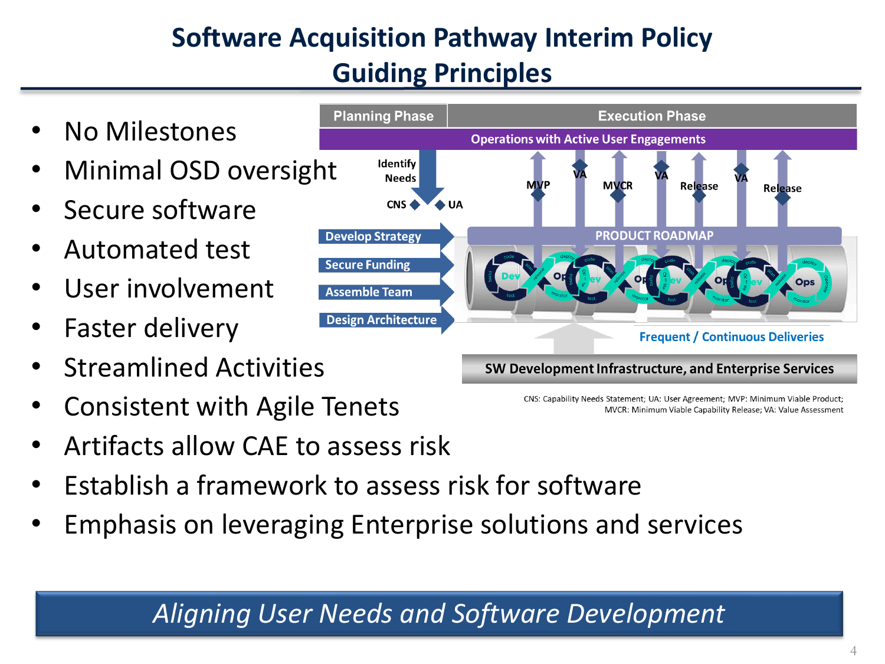# Software Acquisition Pathway Interim Policy Guiding Principles

- No Milestones
- Minimal OSD oversight
- Secure software
- Automated test
- User involvement
- Faster delivery
- Streamlined Activities
- Consistent with Agile Tenets
- Artifacts allow CAE to assess risk
- Establish a framework to assess risk for software
- Emphasis on leveraging Enterprise solutions and services

Planning Phase | Execution Phase

Operations with Active User Engagements

Identify Needs

CNS · UA

MVP · VA · MVCR · VA · Release · VA · Release

Develop Strategy

Secure Funding

Assemble Team

Design Architecture

PRODUCT ROADMAP

Frequent / Continuous Deliveries

SW Development Infrastructure, and Enterprise Services

CNS: Capability Needs Statement; UA: User Agreement; MVP: Minimum Viable Product; MVCR: Minimum Viable Capability Release; VA: Value Assessment

*Aligning User Needs and Software Development*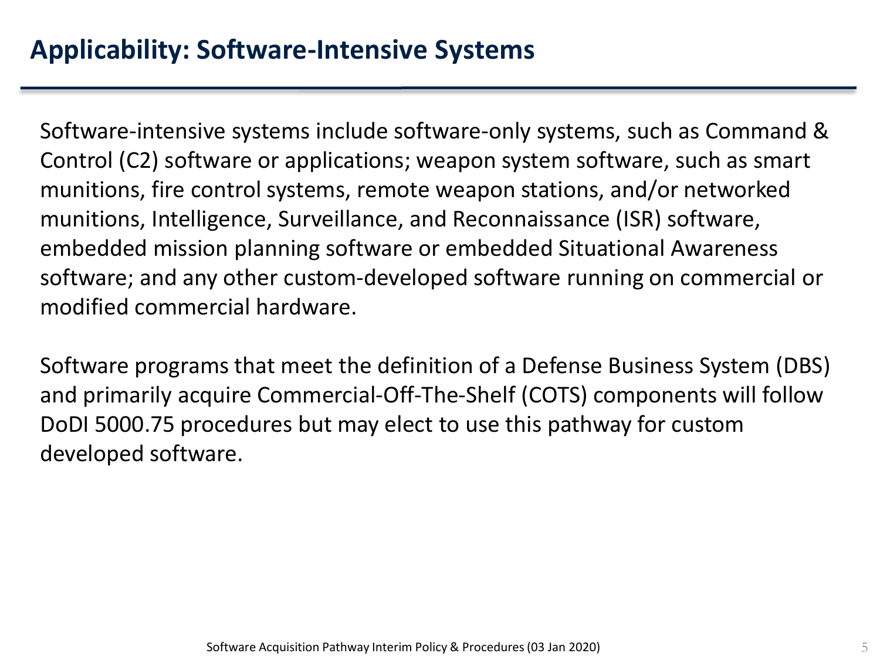## Applicability: Software-Intensive Systems

Software-intensive systems include software-only systems, such as Command & Control (C2) software or applications; weapon system software, such as smart munitions, fire control systems, remote weapon stations, and/or networked munitions, Intelligence, Surveillance, and Reconnaissance (ISR) software, embedded mission planning software or embedded Situational Awareness software; and any other custom-developed software running on commercial or modified commercial hardware.

Software programs that meet the definition of a Defense Business System (DBS) and primarily acquire Commercial-Off-The-Shelf (COTS) components will follow DoDI 5000.75 procedures but may elect to use this pathway for custom developed software.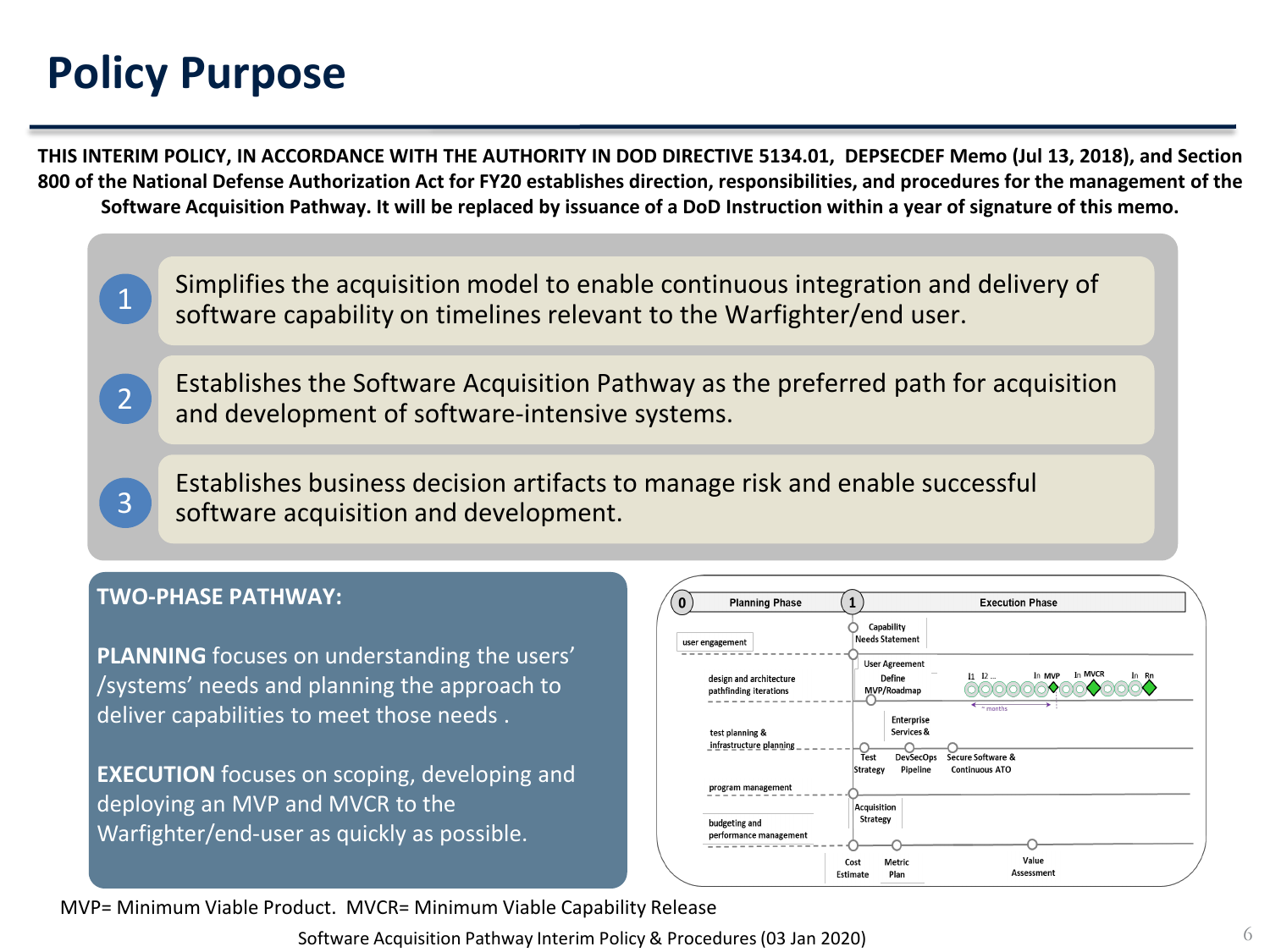# Policy Purpose

**THIS INTERIM POLICY, IN ACCORDANCE WITH THE AUTHORITY IN DOD DIRECTIVE 5134.01, DEPSECDEF Memo (Jul 13, 2018), and Section 800 of the National Defense Authorization Act for FY20 establishes direction, responsibilities, and procedures for the management of the Software Acquisition Pathway. It will be replaced by issuance of a DoD Instruction within a year of signature of this memo.**

1. Simplifies the acquisition model to enable continuous integration and delivery of software capability on timelines relevant to the Warfighter/end user.
2. Establishes the Software Acquisition Pathway as the preferred path for acquisition and development of software-intensive systems.
3. Establishes business decision artifacts to manage risk and enable successful software acquisition and development.

**TWO-PHASE PATHWAY:**

**PLANNING** focuses on understanding the users'/systems' needs and planning the approach to deliver capabilities to meet those needs .

**EXECUTION** focuses on scoping, developing and deploying an MVP and MVCR to the Warfighter/end-user as quickly as possible.

0 Planning Phase — 1 Execution Phase

- user engagement — Capability Needs Statement
- design and architecture pathfinding iterations — User Agreement; Define MVP/Roadmap; I1 I2 ... In MVP In MVCR In Rn (~ months)
- test planning & infrastructure planning — Enterprise Services &; Test Strategy; DevSecOps Pipeline; Secure Software & Continuous ATO
- program management — Acquisition Strategy
- budgeting and performance management — Cost Estimate; Metric Plan; Value Assessment

MVP= Minimum Viable Product. MVCR= Minimum Viable Capability Release

Software Acquisition Pathway Interim Policy & Procedures (03 Jan 2020)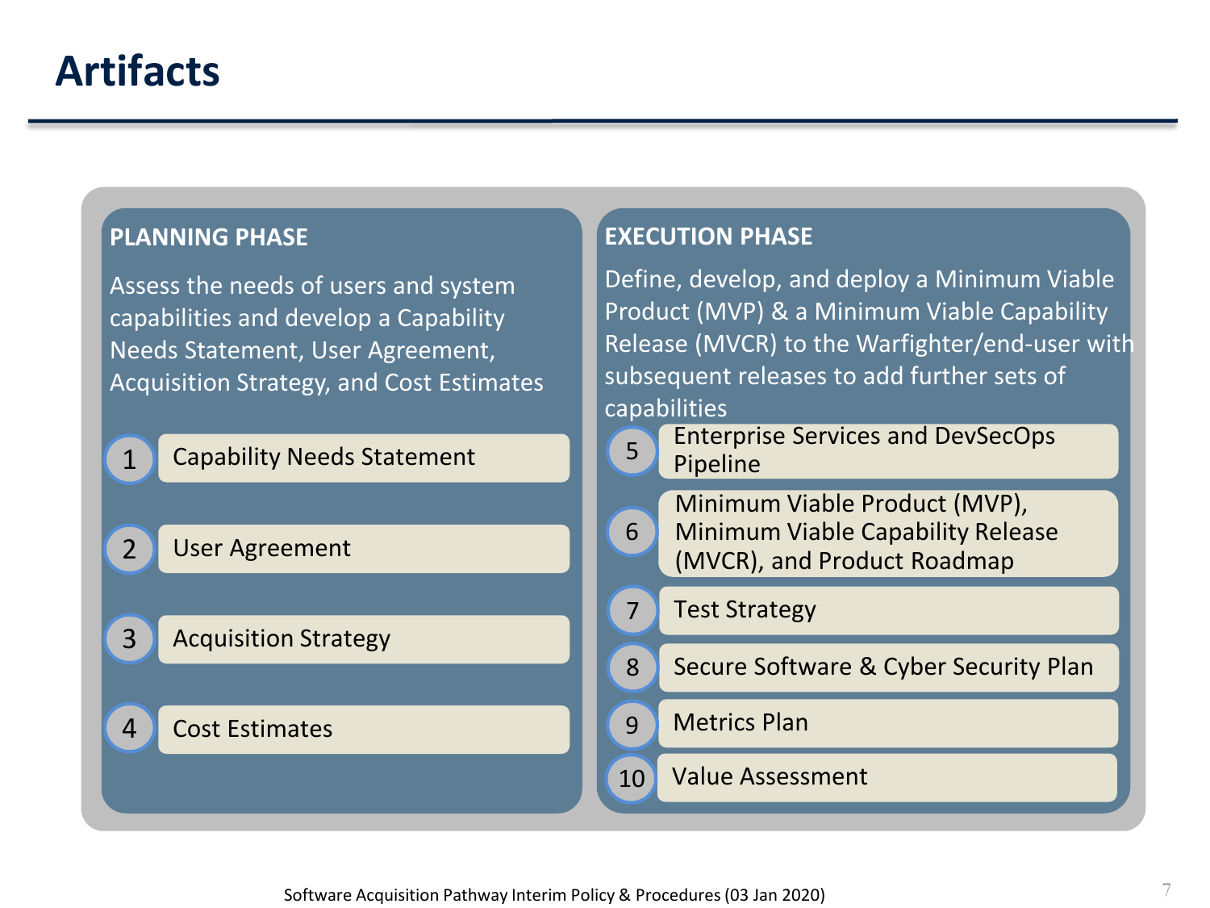# Artifacts

## PLANNING PHASE

Assess the needs of users and system capabilities and develop a Capability Needs Statement, User Agreement, Acquisition Strategy, and Cost Estimates

1. Capability Needs Statement
2. User Agreement
3. Acquisition Strategy
4. Cost Estimates

## EXECUTION PHASE

Define, develop, and deploy a Minimum Viable Product (MVP) & a Minimum Viable Capability Release (MVCR) to the Warfighter/end-user with subsequent releases to add further sets of capabilities

5. Enterprise Services and DevSecOps Pipeline
6. Minimum Viable Product (MVP), Minimum Viable Capability Release (MVCR), and Product Roadmap
7. Test Strategy
8. Secure Software & Cyber Security Plan
9. Metrics Plan
10. Value Assessment

Software Acquisition Pathway Interim Policy & Procedures (03 Jan 2020)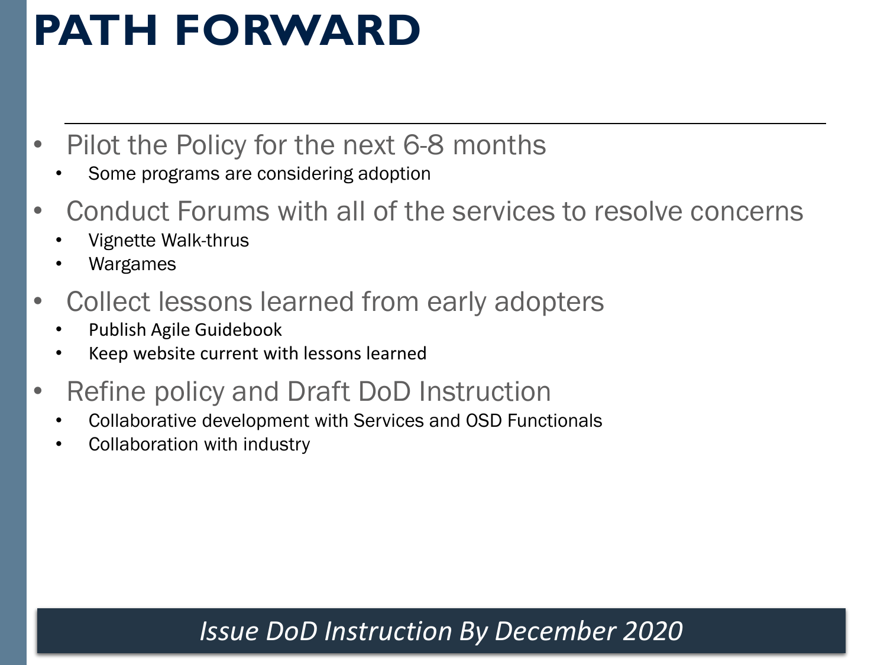# PATH FORWARD

- Pilot the Policy for the next 6-8 months
  - Some programs are considering adoption
- Conduct Forums with all of the services to resolve concerns
  - Vignette Walk-thrus
  - Wargames
- Collect lessons learned from early adopters
  - Publish Agile Guidebook
  - Keep website current with lessons learned
- Refine policy and Draft DoD Instruction
  - Collaborative development with Services and OSD Functionals
  - Collaboration with industry

*Issue DoD Instruction By December 2020*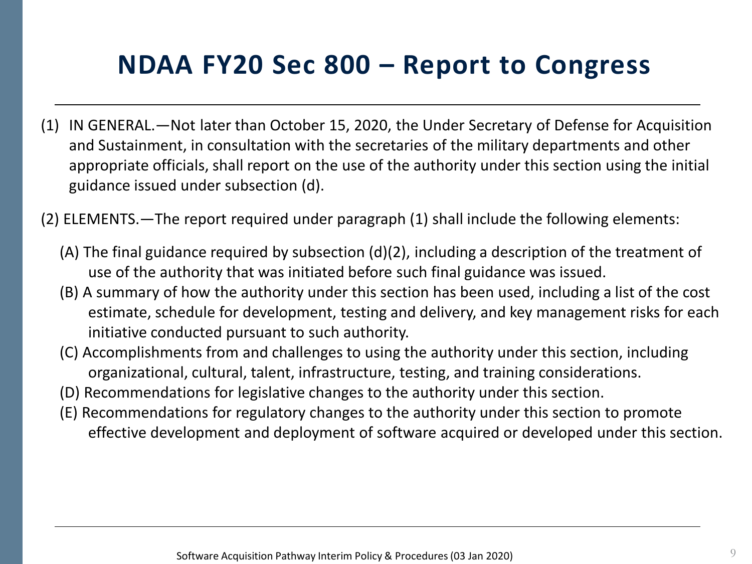# NDAA FY20 Sec 800 – Report to Congress

(1) IN GENERAL.—Not later than October 15, 2020, the Under Secretary of Defense for Acquisition and Sustainment, in consultation with the secretaries of the military departments and other appropriate officials, shall report on the use of the authority under this section using the initial guidance issued under subsection (d).

(2) ELEMENTS.—The report required under paragraph (1) shall include the following elements:

(A) The final guidance required by subsection (d)(2), including a description of the treatment of use of the authority that was initiated before such final guidance was issued.

(B) A summary of how the authority under this section has been used, including a list of the cost estimate, schedule for development, testing and delivery, and key management risks for each initiative conducted pursuant to such authority.

(C) Accomplishments from and challenges to using the authority under this section, including organizational, cultural, talent, infrastructure, testing, and training considerations.

(D) Recommendations for legislative changes to the authority under this section.

(E) Recommendations for regulatory changes to the authority under this section to promote effective development and deployment of software acquired or developed under this section.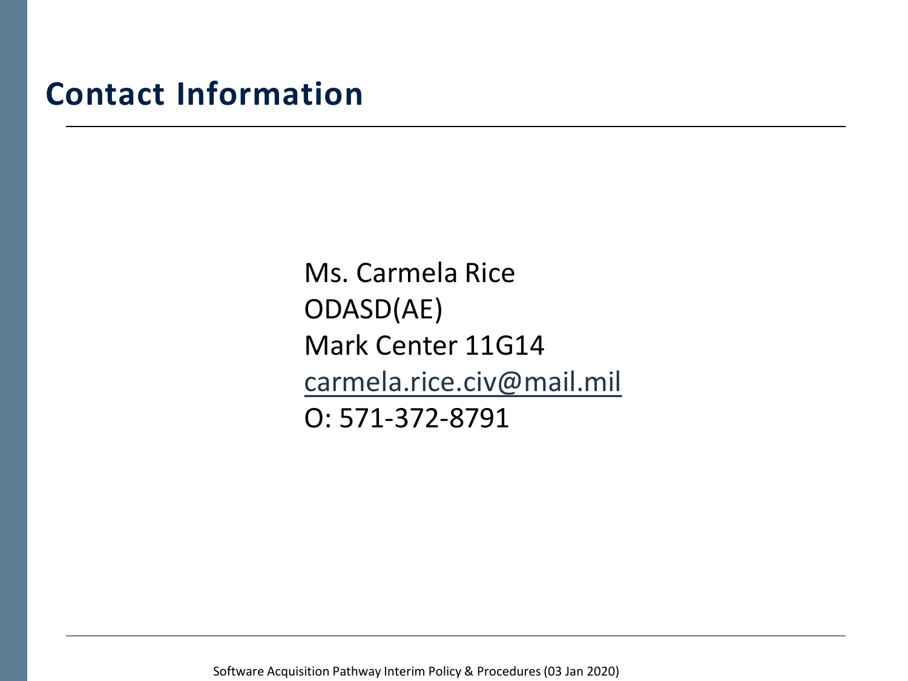# Contact Information

Ms. Carmela Rice
ODASD(AE)
Mark Center 11G14
carmela.rice.civ@mail.mil
O: 571-372-8791